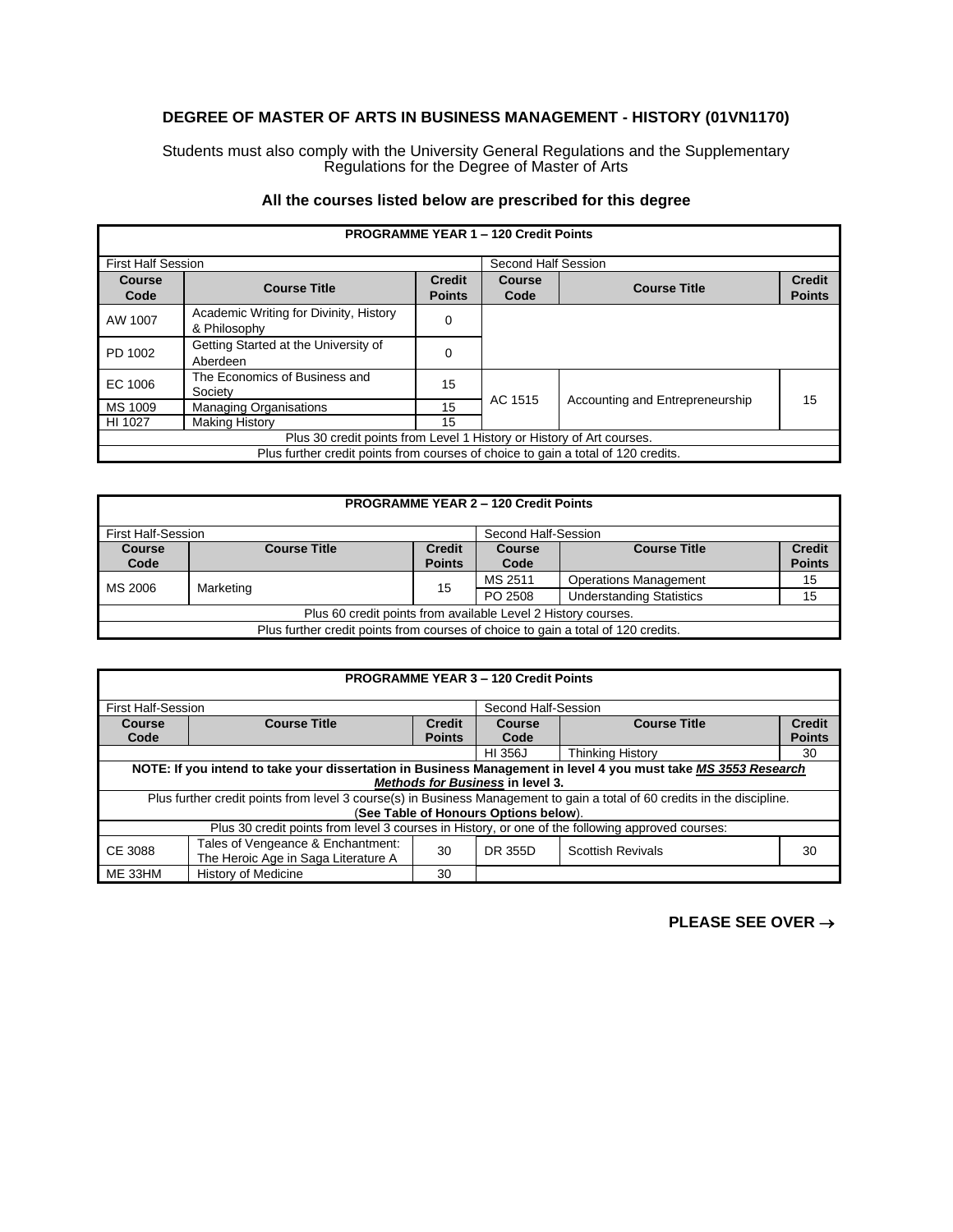# DEGREE OF MASTER OF ARTS IN BUSINESS MANAGEMENT - HISTORY (01VN1170)

Students must also comply with the University General Regulations and the Supplementary Regulations for the Degree of Master of Arts

**All the courses listed below are prescribed for this degree**

| **PROGRAMME YEAR 1 – 120 Credit Points** | | | | | |
|---|---|---|---|---|---|
| First Half Session | | | Second Half Session | | |
| **Course Code** | **Course Title** | **Credit Points** | **Course Code** | **Course Title** | **Credit Points** |
| AW 1007 | Academic Writing for Divinity, History & Philosophy | 0 | | | |
| PD 1002 | Getting Started at the University of Aberdeen | 0 | | | |
| EC 1006 | The Economics of Business and Society | 15 | AC 1515 | Accounting and Entrepreneurship | 15 |
| MS 1009 | Managing Organisations | 15 | | | |
| HI 1027 | Making History | 15 | | | |
| Plus 30 credit points from Level 1 History or History of Art courses. | | | | | |
| Plus further credit points from courses of choice to gain a total of 120 credits. | | | | | |

| **PROGRAMME YEAR 2 – 120 Credit Points** | | | | | |
|---|---|---|---|---|---|
| First Half-Session | | | Second Half-Session | | |
| **Course Code** | **Course Title** | **Credit Points** | **Course Code** | **Course Title** | **Credit Points** |
| MS 2006 | Marketing | 15 | MS 2511 | Operations Management | 15 |
| | | | PO 2508 | Understanding Statistics | 15 |
| Plus 60 credit points from available Level 2 History courses. | | | | | |
| Plus further credit points from courses of choice to gain a total of 120 credits. | | | | | |

| **PROGRAMME YEAR 3 – 120 Credit Points** | | | | | |
|---|---|---|---|---|---|
| First Half-Session | | | Second Half-Session | | |
| **Course Code** | **Course Title** | **Credit Points** | **Course Code** | **Course Title** | **Credit Points** |
| | | | HI 356J | Thinking History | 30 |
| **NOTE: If you intend to take your dissertation in Business Management in level 4 you must take *MS 3553 Research Methods for Business* in level 3.** | | | | | |
| Plus further credit points from level 3 course(s) in Business Management to gain a total of 60 credits in the discipline. (**See Table of Honours Options below**). | | | | | |
| Plus 30 credit points from level 3 courses in History, or one of the following approved courses: | | | | | |
| CE 3088 | Tales of Vengeance & Enchantment: The Heroic Age in Saga Literature A | 30 | DR 355D | Scottish Revivals | 30 |
| ME 33HM | History of Medicine | 30 | | | |

**PLEASE SEE OVER →**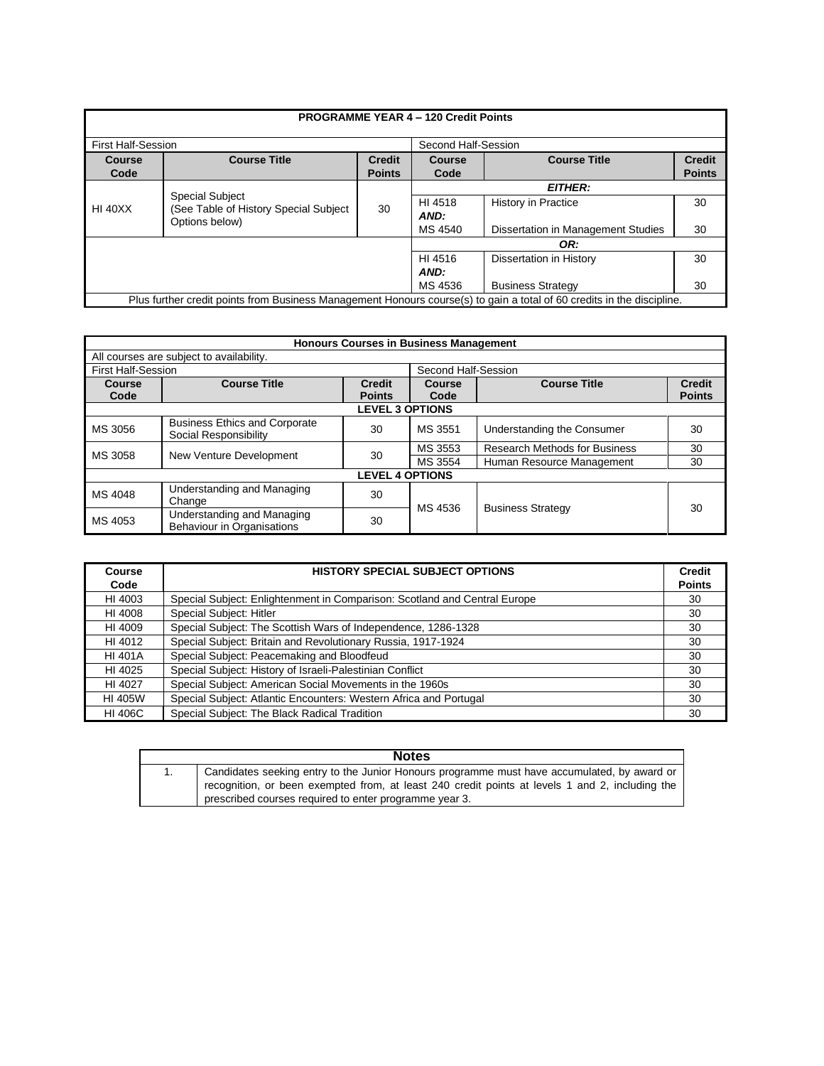| PROGRAMME YEAR 4 – 120 Credit Points | | | | | |
|---|---|---|---|---|---|
| First Half-Session | | | Second Half-Session | | |
| **Course Code** | **Course Title** | **Credit Points** | **Course Code** | **Course Title** | **Credit Points** |
| HI 40XX | Special Subject (See Table of History Special Subject Options below) | 30 | ***EITHER:*** | | |
| | | | HI 4518 | History in Practice | 30 |
| | | | ***AND:*** | | |
| | | | MS 4540 | Dissertation in Management Studies | 30 |
| | | | ***OR:*** | | |
| | | | HI 4516 | Dissertation in History | 30 |
| | | | ***AND:*** | | |
| | | | MS 4536 | Business Strategy | 30 |
| Plus further credit points from Business Management Honours course(s) to gain a total of 60 credits in the discipline. | | | | | |

| Honours Courses in Business Management | | | | | |
|---|---|---|---|---|---|
| All courses are subject to availability. | | | | | |
| First Half-Session | | | Second Half-Session | | |
| **Course Code** | **Course Title** | **Credit Points** | **Course Code** | **Course Title** | **Credit Points** |
| **LEVEL 3 OPTIONS** | | | | | |
| MS 3056 | Business Ethics and Corporate Social Responsibility | 30 | MS 3551 | Understanding the Consumer | 30 |
| MS 3058 | New Venture Development | 30 | MS 3553 | Research Methods for Business | 30 |
| | | | MS 3554 | Human Resource Management | 30 |
| **LEVEL 4 OPTIONS** | | | | | |
| MS 4048 | Understanding and Managing Change | 30 | MS 4536 | Business Strategy | 30 |
| MS 4053 | Understanding and Managing Behaviour in Organisations | 30 | | | |

| Course Code | HISTORY SPECIAL SUBJECT OPTIONS | Credit Points |
|---|---|---|
| HI 4003 | Special Subject: Enlightenment in Comparison: Scotland and Central Europe | 30 |
| HI 4008 | Special Subject: Hitler | 30 |
| HI 4009 | Special Subject: The Scottish Wars of Independence, 1286-1328 | 30 |
| HI 4012 | Special Subject: Britain and Revolutionary Russia, 1917-1924 | 30 |
| HI 401A | Special Subject: Peacemaking and Bloodfeud | 30 |
| HI 4025 | Special Subject: History of Israeli-Palestinian Conflict | 30 |
| HI 4027 | Special Subject: American Social Movements in the 1960s | 30 |
| HI 405W | Special Subject: Atlantic Encounters: Western Africa and Portugal | 30 |
| HI 406C | Special Subject: The Black Radical Tradition | 30 |

| Notes | |
|---|---|
| 1. | Candidates seeking entry to the Junior Honours programme must have accumulated, by award or recognition, or been exempted from, at least 240 credit points at levels 1 and 2, including the prescribed courses required to enter programme year 3. |